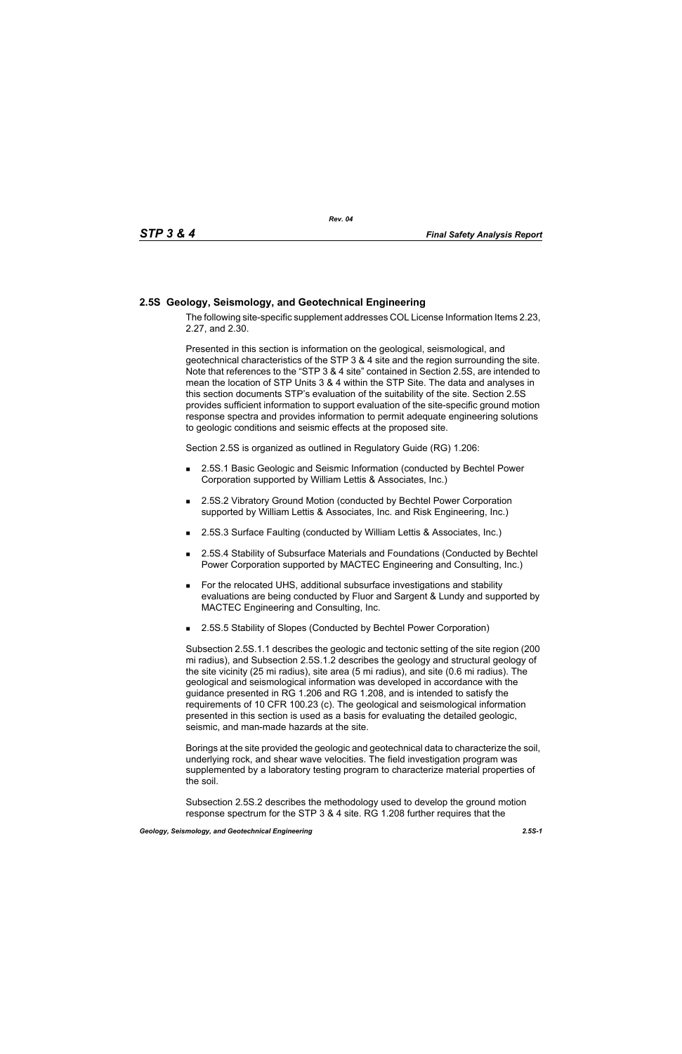## 2.5S Geology, Seismology, and Geotechnical Engineering

The following site-specific supplement addresses COL License Information Items 2.23, 2.27, and 2.30.

Presented in this section is information on the geological, seismological, and geotechnical characteristics of the STP 3 & 4 site and the region surrounding the site. Note that references to the "STP 3 & 4 site" contained in Section 2.5S, are intended to mean the location of STP Units 3 & 4 within the STP Site. The data and analyses in this section documents STP's evaluation of the suitability of the site. Section 2.5S provides sufficient information to support evaluation of the site-specific ground motion response spectra and provides information to permit adequate engineering solutions to geologic conditions and seismic effects at the proposed site.

Section 2.5S is organized as outlined in Regulatory Guide (RG) 1.206:

- 2.5S.1 Basic Geologic and Seismic Information (conducted by Bechtel Power Corporation supported by William Lettis & Associates, Inc.)
- 2.5S.2 Vibratory Ground Motion (conducted by Bechtel Power Corporation supported by William Lettis & Associates, Inc. and Risk Engineering, Inc.)
- 2.5S.3 Surface Faulting (conducted by William Lettis & Associates, Inc.)
- 2.5S.4 Stability of Subsurface Materials and Foundations (Conducted by Bechtel Power Corporation supported by MACTEC Engineering and Consulting, Inc.)
- For the relocated UHS, additional subsurface investigations and stability evaluations are being conducted by Fluor and Sargent & Lundy and supported by MACTEC Engineering and Consulting, Inc.
- 2.5S.5 Stability of Slopes (Conducted by Bechtel Power Corporation)

Subsection 2.5S.1.1 describes the geologic and tectonic setting of the site region (200 mi radius), and Subsection 2.5S.1.2 describes the geology and structural geology of the site vicinity (25 mi radius), site area (5 mi radius), and site (0.6 mi radius). The geological and seismological information was developed in accordance with the guidance presented in RG 1.206 and RG 1.208, and is intended to satisfy the requirements of 10 CFR 100.23 (c). The geological and seismological information presented in this section is used as a basis for evaluating the detailed geologic, seismic, and man-made hazards at the site.

Borings at the site provided the geologic and geotechnical data to characterize the soil, underlying rock, and shear wave velocities. The field investigation program was supplemented by a laboratory testing program to characterize material properties of the soil.

Subsection 2.5S.2 describes the methodology used to develop the ground motion response spectrum for the STP 3 & 4 site. RG 1.208 further requires that the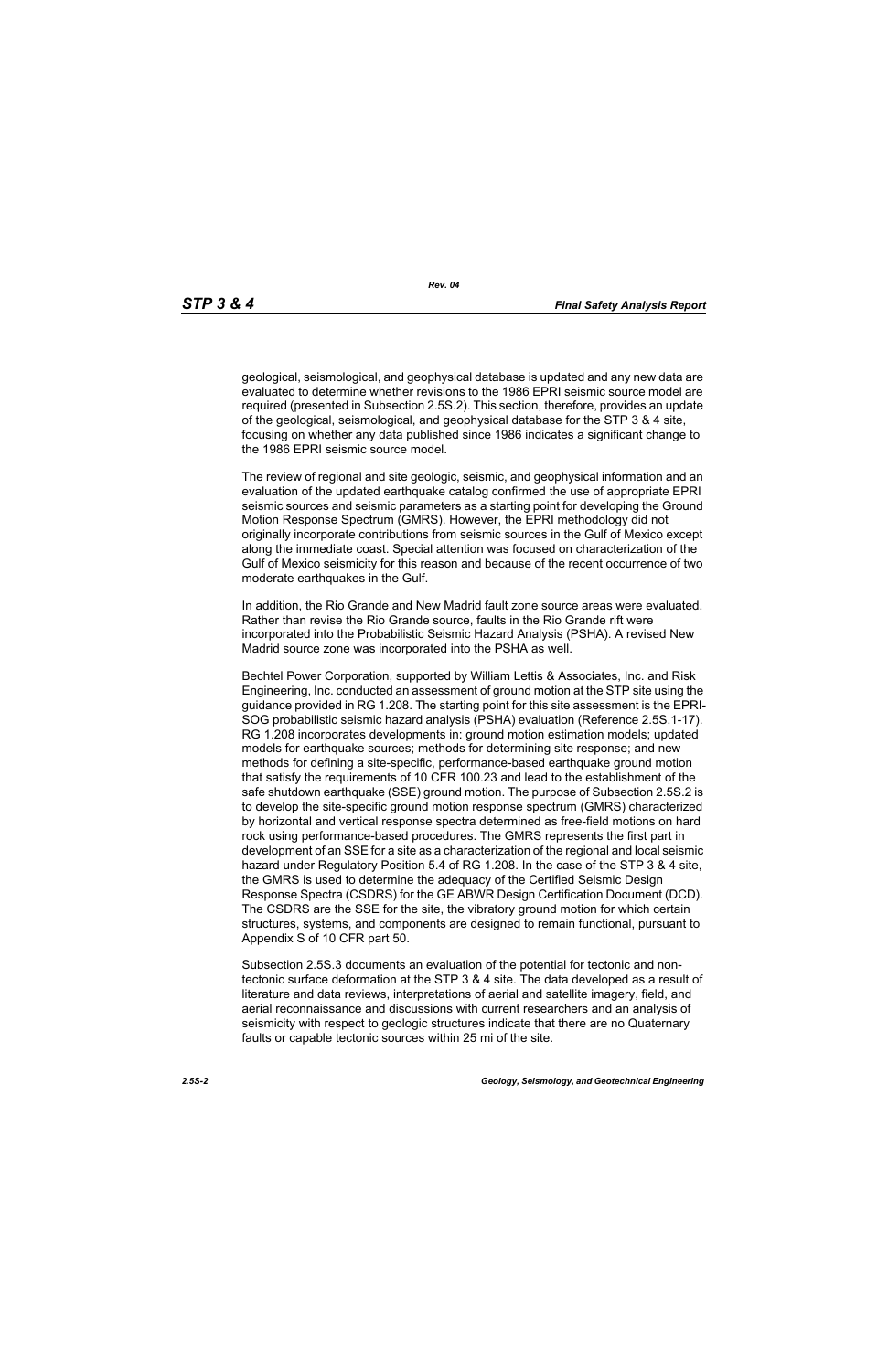geological, seismological, and geophysical database is updated and any new data are evaluated to determine whether revisions to the 1986 EPRI seismic source model are required (presented in Subsection 2.5S.2). This section, therefore, provides an update of the geological, seismological, and geophysical database for the STP 3 & 4 site, focusing on whether any data published since 1986 indicates a significant change to the 1986 EPRI seismic source model.

The review of regional and site geologic, seismic, and geophysical information and an evaluation of the updated earthquake catalog confirmed the use of appropriate EPRI seismic sources and seismic parameters as a starting point for developing the Ground Motion Response Spectrum (GMRS). However, the EPRI methodology did not originally incorporate contributions from seismic sources in the Gulf of Mexico except along the immediate coast. Special attention was focused on characterization of the Gulf of Mexico seismicity for this reason and because of the recent occurrence of two moderate earthquakes in the Gulf.

In addition, the Rio Grande and New Madrid fault zone source areas were evaluated. Rather than revise the Rio Grande source, faults in the Rio Grande rift were incorporated into the Probabilistic Seismic Hazard Analysis (PSHA). A revised New Madrid source zone was incorporated into the PSHA as well.

Bechtel Power Corporation, supported by William Lettis & Associates, Inc. and Risk Engineering, Inc. conducted an assessment of ground motion at the STP site using the guidance provided in RG 1.208. The starting point for this site assessment is the EPRI-SOG probabilistic seismic hazard analysis (PSHA) evaluation (Reference 2.5S.1-17). RG 1.208 incorporates developments in: ground motion estimation models; updated models for earthquake sources; methods for determining site response; and new methods for defining a site-specific, performance-based earthquake ground motion that satisfy the requirements of 10 CFR 100.23 and lead to the establishment of the safe shutdown earthquake (SSE) ground motion. The purpose of Subsection 2.5S.2 is to develop the site-specific ground motion response spectrum (GMRS) characterized by horizontal and vertical response spectra determined as free-field motions on hard rock using performance-based procedures. The GMRS represents the first part in development of an SSE for a site as a characterization of the regional and local seismic hazard under Regulatory Position 5.4 of RG 1.208. In the case of the STP 3 & 4 site, the GMRS is used to determine the adequacy of the Certified Seismic Design Response Spectra (CSDRS) for the GE ABWR Design Certification Document (DCD). The CSDRS are the SSE for the site, the vibratory ground motion for which certain structures, systems, and components are designed to remain functional, pursuant to Appendix S of 10 CFR part 50.

Subsection 2.5S.3 documents an evaluation of the potential for tectonic and non-tectonic surface deformation at the STP 3 & 4 site. The data developed as a result of literature and data reviews, interpretations of aerial and satellite imagery, field, and aerial reconnaissance and discussions with current researchers and an analysis of seismicity with respect to geologic structures indicate that there are no Quaternary faults or capable tectonic sources within 25 mi of the site.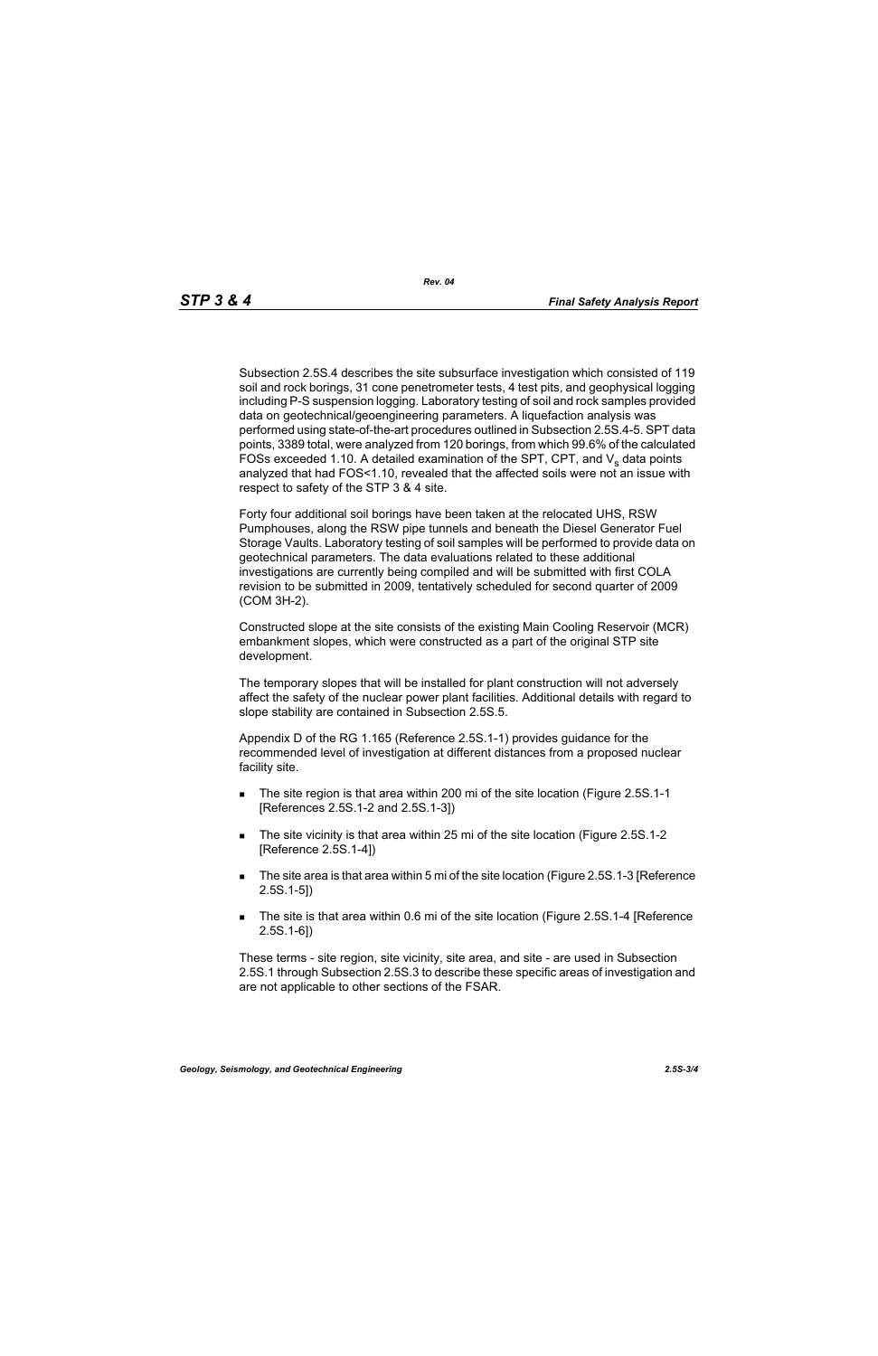Subsection 2.5S.4 describes the site subsurface investigation which consisted of 119 soil and rock borings, 31 cone penetrometer tests, 4 test pits, and geophysical logging including P-S suspension logging. Laboratory testing of soil and rock samples provided data on geotechnical/geoengineering parameters. A liquefaction analysis was performed using state-of-the-art procedures outlined in Subsection 2.5S.4-5. SPT data points, 3389 total, were analyzed from 120 borings, from which 99.6% of the calculated FOSs exceeded 1.10. A detailed examination of the SPT, CPT, and $V_s$ data points analyzed that had FOS<1.10, revealed that the affected soils were not an issue with respect to safety of the STP 3 & 4 site.

Forty four additional soil borings have been taken at the relocated UHS, RSW Pumphouses, along the RSW pipe tunnels and beneath the Diesel Generator Fuel Storage Vaults. Laboratory testing of soil samples will be performed to provide data on geotechnical parameters. The data evaluations related to these additional investigations are currently being compiled and will be submitted with first COLA revision to be submitted in 2009, tentatively scheduled for second quarter of 2009 (COM 3H-2).

Constructed slope at the site consists of the existing Main Cooling Reservoir (MCR) embankment slopes, which were constructed as a part of the original STP site development.

The temporary slopes that will be installed for plant construction will not adversely affect the safety of the nuclear power plant facilities. Additional details with regard to slope stability are contained in Subsection 2.5S.5.

Appendix D of the RG 1.165 (Reference 2.5S.1-1) provides guidance for the recommended level of investigation at different distances from a proposed nuclear facility site.

- The site region is that area within 200 mi of the site location (Figure 2.5S.1-1 [References 2.5S.1-2 and 2.5S.1-3])
- The site vicinity is that area within 25 mi of the site location (Figure 2.5S.1-2 [Reference 2.5S.1-4])
- The site area is that area within 5 mi of the site location (Figure 2.5S.1-3 [Reference 2.5S.1-5])
- The site is that area within 0.6 mi of the site location (Figure 2.5S.1-4 [Reference 2.5S.1-6])

These terms - site region, site vicinity, site area, and site - are used in Subsection 2.5S.1 through Subsection 2.5S.3 to describe these specific areas of investigation and are not applicable to other sections of the FSAR.